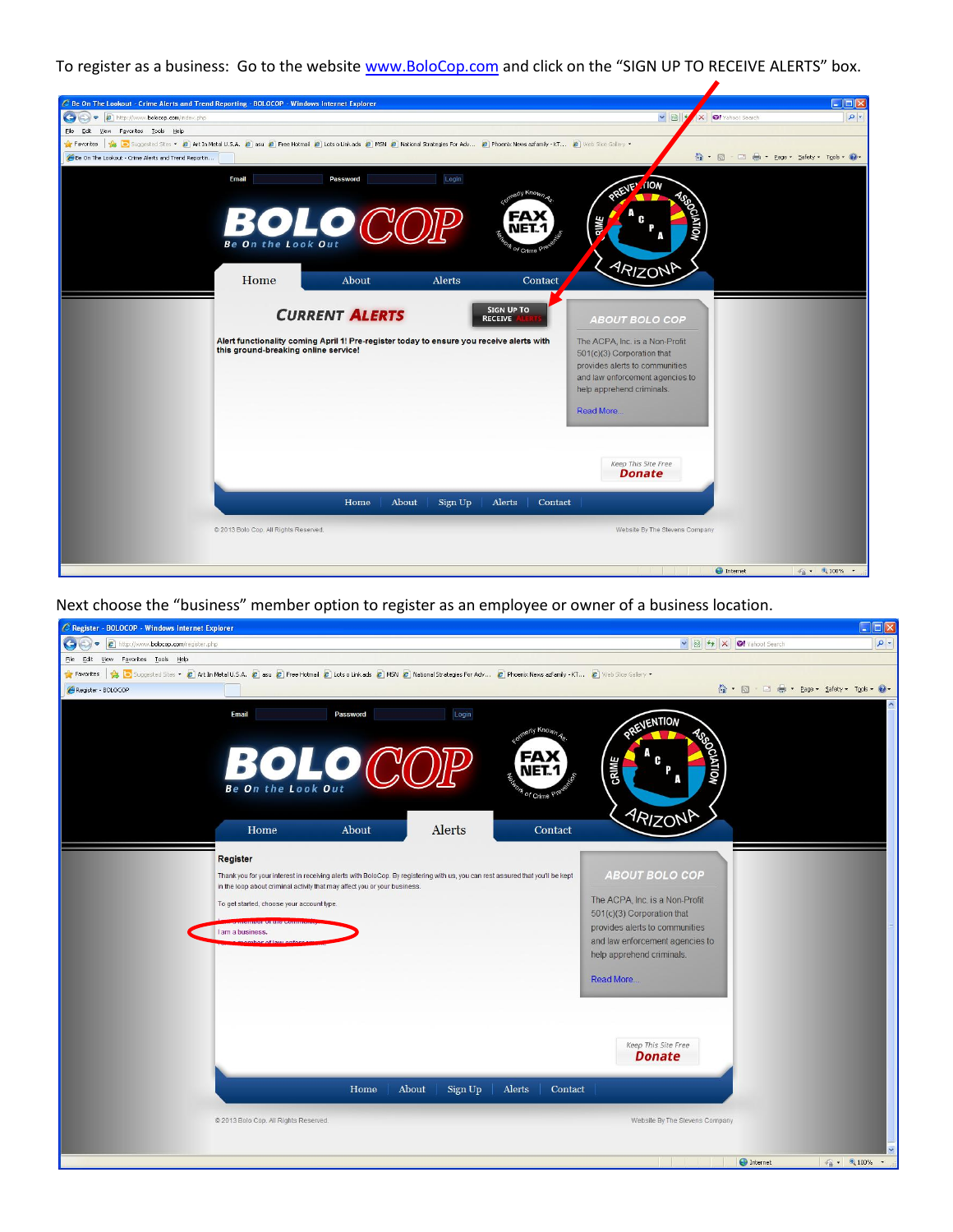To register as a business: Go to the website [www.BoloCop.com](http://www.BoloCop.com) and click on the "SIGN UP TO RECEIVE ALERTS" box.

Next choose the "business" member option to register as an employee or owner of a business location.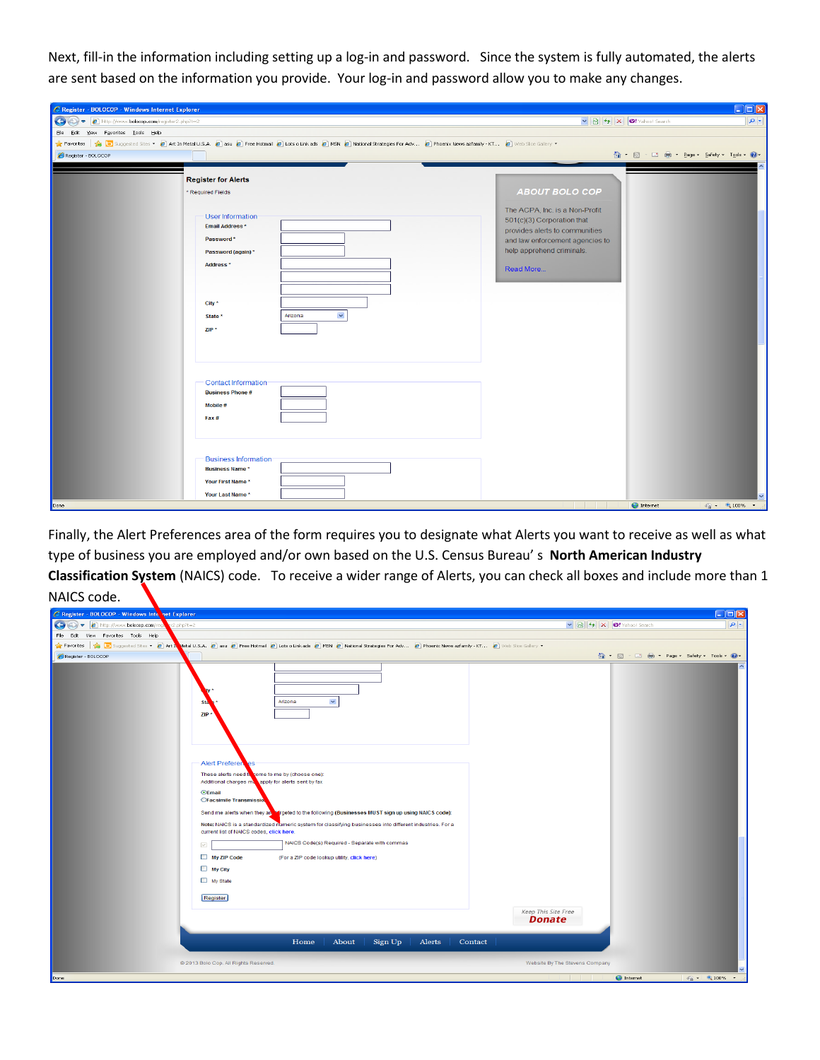Next, fill-in the information including setting up a log-in and password. Since the system is fully automated, the alerts are sent based on the information you provide. Your log-in and password allow you to make any changes.

Finally, the Alert Preferences area of the form requires you to designate what Alerts you want to receive as well as what type of business you are employed and/or own based on the U.S. Census Bureau' s **North American Industry Classification System** (NAICS) code. To receive a wider range of Alerts, you can check all boxes and include more than 1 NAICS code.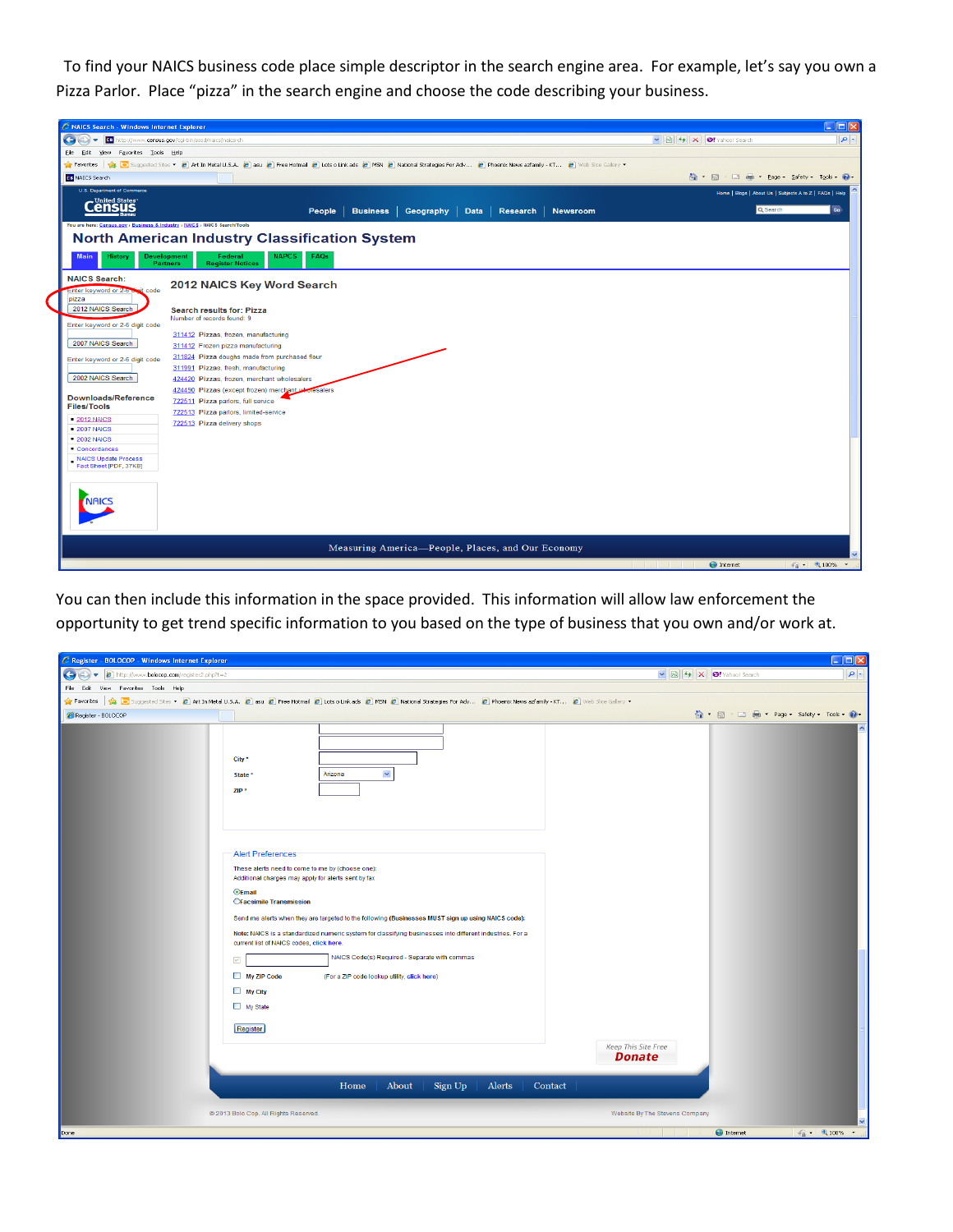To find your NAICS business code place simple descriptor in the search engine area. For example, let's say you own a Pizza Parlor. Place "pizza" in the search engine and choose the code describing your business.

You can then include this information in the space provided. This information will allow law enforcement the opportunity to get trend specific information to you based on the type of business that you own and/or work at.